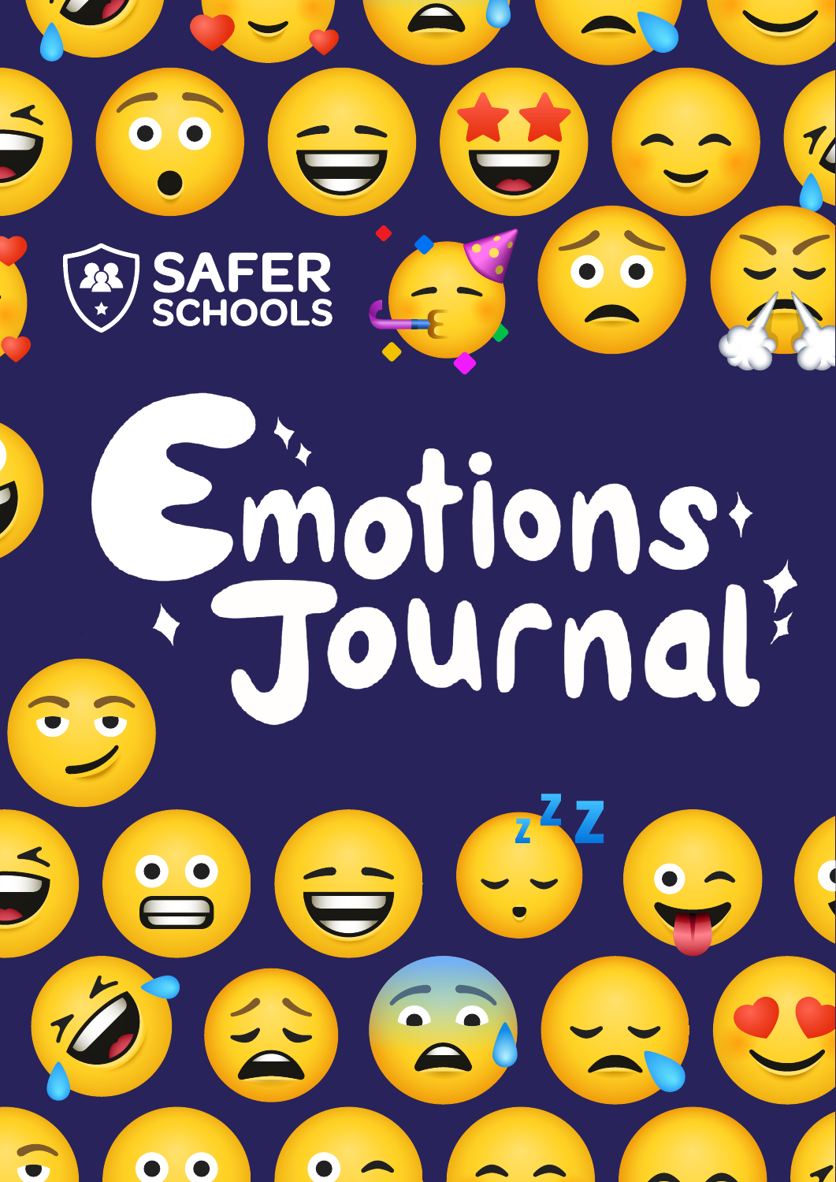SAFER SCHOOLS

# Emotions Journal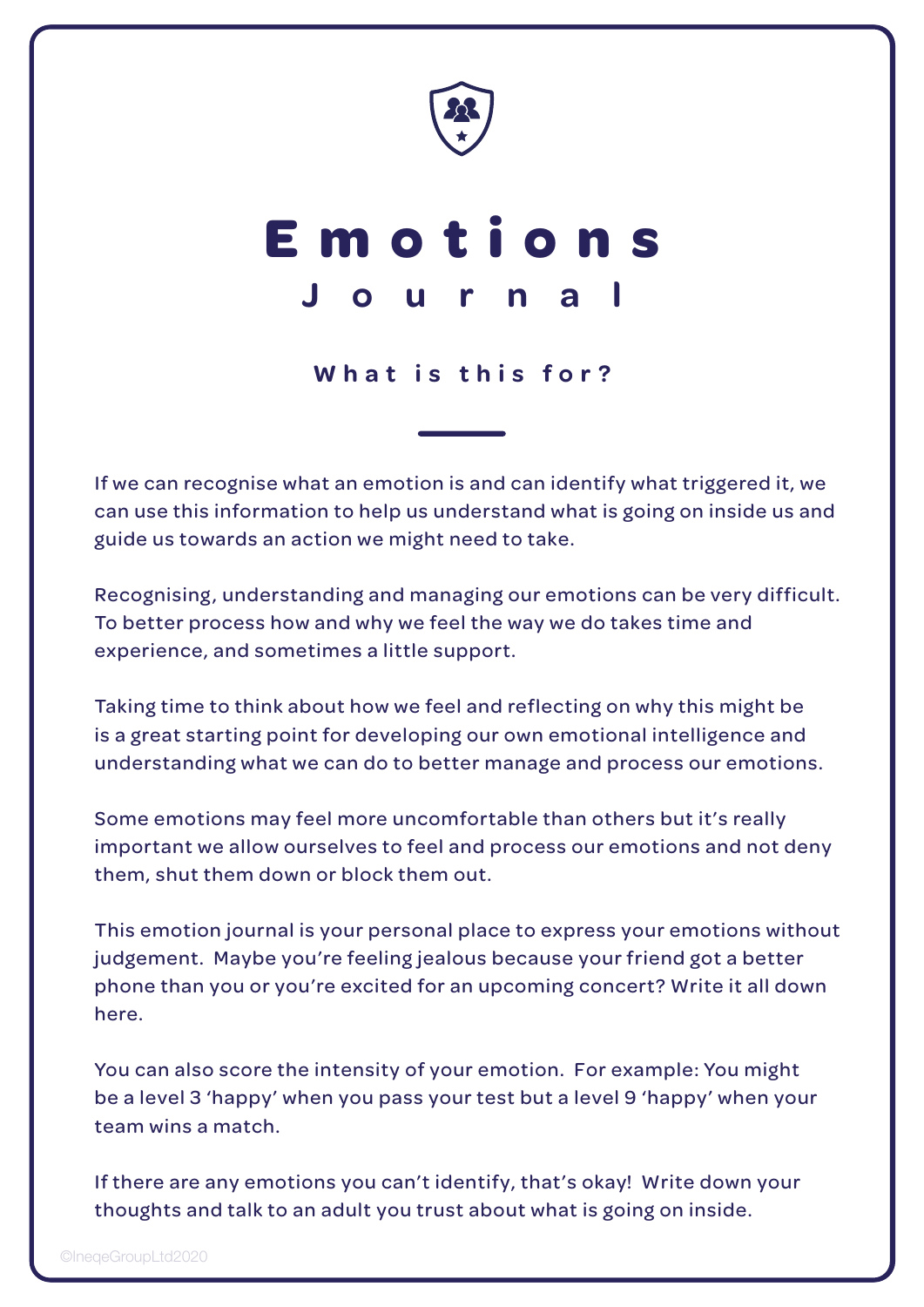# Emotions Journal

## What is this for?

If we can recognise what an emotion is and can identify what triggered it, we can use this information to help us understand what is going on inside us and guide us towards an action we might need to take.

Recognising, understanding and managing our emotions can be very difficult. To better process how and why we feel the way we do takes time and experience, and sometimes a little support.

Taking time to think about how we feel and reflecting on why this might be is a great starting point for developing our own emotional intelligence and understanding what we can do to better manage and process our emotions.

Some emotions may feel more uncomfortable than others but it's really important we allow ourselves to feel and process our emotions and not deny them, shut them down or block them out.

This emotion journal is your personal place to express your emotions without judgement. Maybe you're feeling jealous because your friend got a better phone than you or you're excited for an upcoming concert? Write it all down here.

You can also score the intensity of your emotion. For example: You might be a level 3 'happy' when you pass your test but a level 9 'happy' when your team wins a match.

If there are any emotions you can't identify, that's okay! Write down your thoughts and talk to an adult you trust about what is going on inside.

©IneqeGroupLtd2020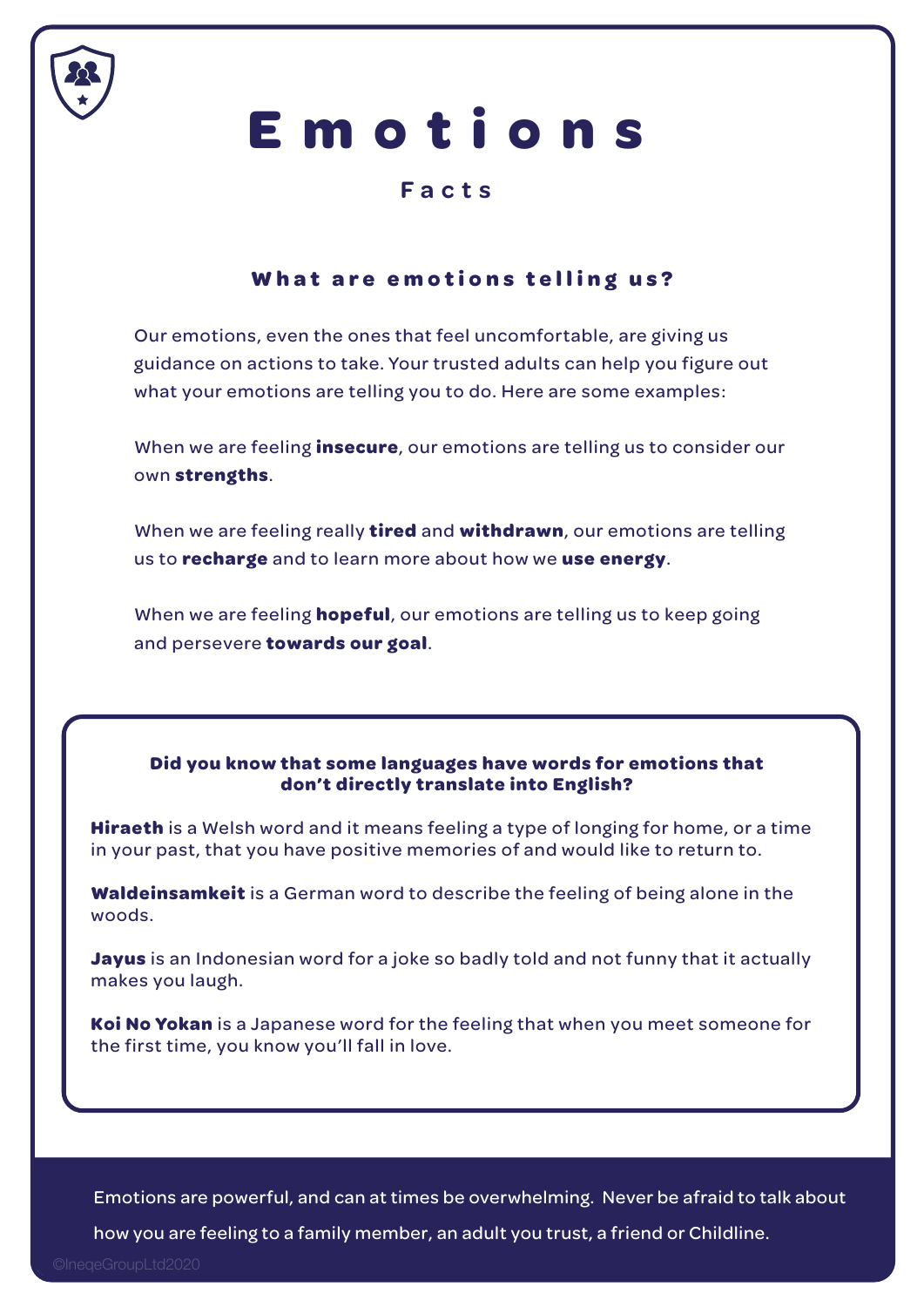# Emotions

## Facts

### What are emotions telling us?

Our emotions, even the ones that feel uncomfortable, are giving us guidance on actions to take. Your trusted adults can help you figure out what your emotions are telling you to do. Here are some examples:

When we are feeling **insecure**, our emotions are telling us to consider our own **strengths**.

When we are feeling really **tired** and **withdrawn**, our emotions are telling us to **recharge** and to learn more about how we **use energy**.

When we are feeling **hopeful**, our emotions are telling us to keep going and persevere **towards our goal**.

**Did you know that some languages have words for emotions that don't directly translate into English?**

**Hiraeth** is a Welsh word and it means feeling a type of longing for home, or a time in your past, that you have positive memories of and would like to return to.

**Waldeinsamkeit** is a German word to describe the feeling of being alone in the woods.

**Jayus** is an Indonesian word for a joke so badly told and not funny that it actually makes you laugh.

**Koi No Yokan** is a Japanese word for the feeling that when you meet someone for the first time, you know you'll fall in love.

Emotions are powerful, and can at times be overwhelming. Never be afraid to talk about how you are feeling to a family member, an adult you trust, a friend or Childline.

©IneqeGroupLtd2020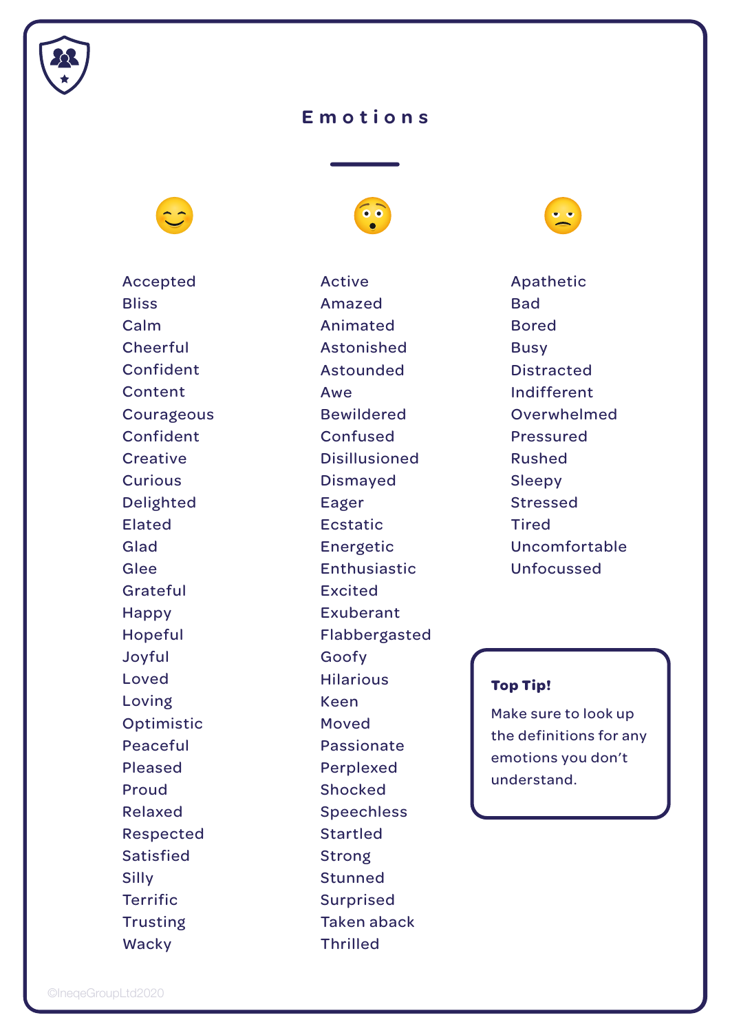# Emotions

| 😊 | 😲 | 😕 |
|---|---|---|
| Accepted | Active | Apathetic |
| Bliss | Amazed | Bad |
| Calm | Animated | Bored |
| Cheerful | Astonished | Busy |
| Confident | Astounded | Distracted |
| Content | Awe | Indifferent |
| Courageous | Bewildered | Overwhelmed |
| Confident | Confused | Pressured |
| Creative | Disillusioned | Rushed |
| Curious | Dismayed | Sleepy |
| Delighted | Eager | Stressed |
| Elated | Ecstatic | Tired |
| Glad | Energetic | Uncomfortable |
| Glee | Enthusiastic | Unfocussed |
| Grateful | Excited | |
| Happy | Exuberant | |
| Hopeful | Flabbergasted | |
| Joyful | Goofy | |
| Loved | Hilarious | |
| Loving | Keen | |
| Optimistic | Moved | |
| Peaceful | Passionate | |
| Pleased | Perplexed | |
| Proud | Shocked | |
| Relaxed | Speechless | |
| Respected | Startled | |
| Satisfied | Strong | |
| Silly | Stunned | |
| Terrific | Surprised | |
| Trusting | Taken aback | |
| Wacky | Thrilled | |

**Top Tip!**

Make sure to look up the definitions for any emotions you don't understand.

©IneqeGroupLtd2020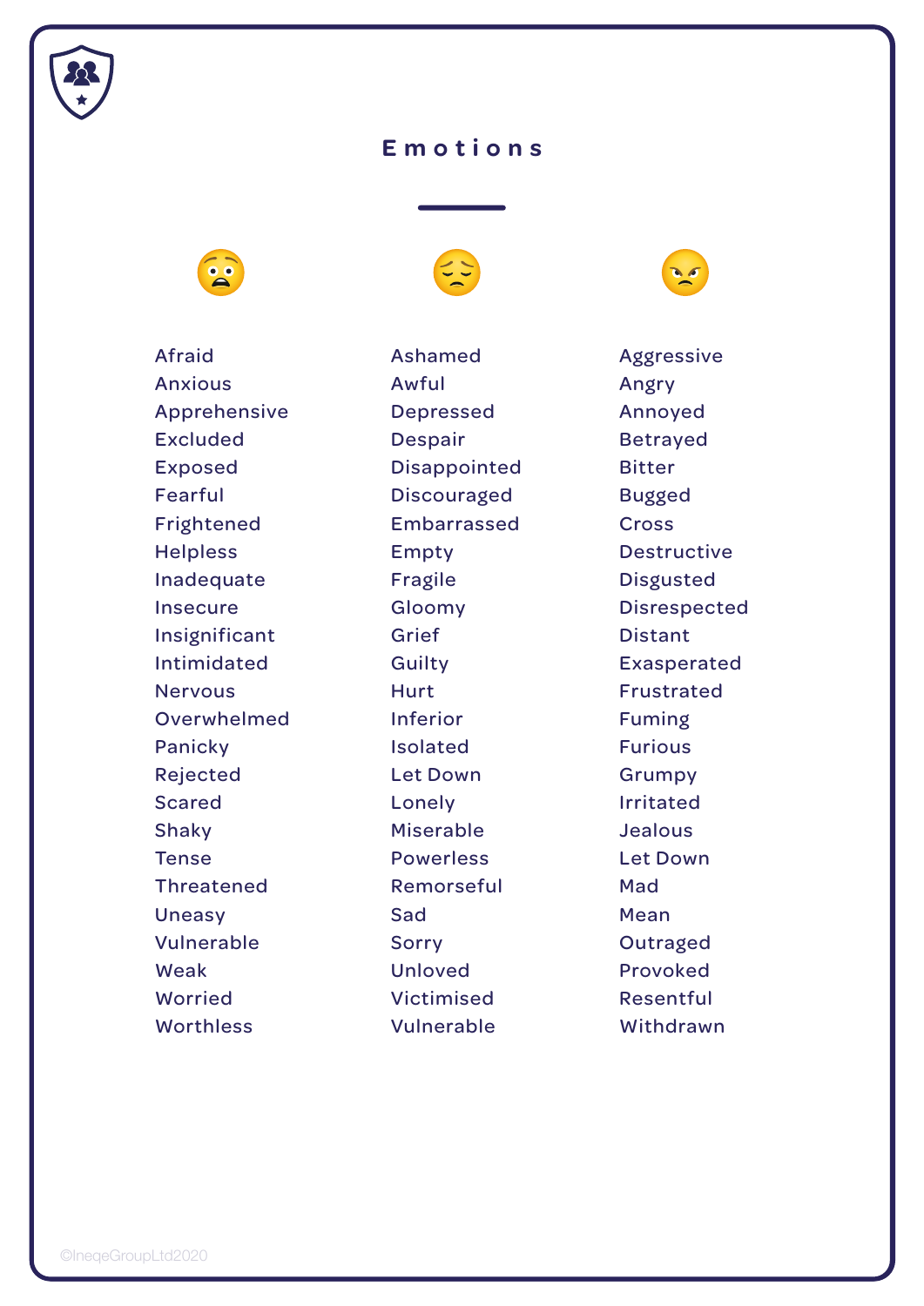# Emotions

| 😨 | 😔 | 😠 |
|---|---|---|
| Afraid | Ashamed | Aggressive |
| Anxious | Awful | Angry |
| Apprehensive | Depressed | Annoyed |
| Excluded | Despair | Betrayed |
| Exposed | Disappointed | Bitter |
| Fearful | Discouraged | Bugged |
| Frightened | Embarrassed | Cross |
| Helpless | Empty | Destructive |
| Inadequate | Fragile | Disgusted |
| Insecure | Gloomy | Disrespected |
| Insignificant | Grief | Distant |
| Intimidated | Guilty | Exasperated |
| Nervous | Hurt | Frustrated |
| Overwhelmed | Inferior | Fuming |
| Panicky | Isolated | Furious |
| Rejected | Let Down | Grumpy |
| Scared | Lonely | Irritated |
| Shaky | Miserable | Jealous |
| Tense | Powerless | Let Down |
| Threatened | Remorseful | Mad |
| Uneasy | Sad | Mean |
| Vulnerable | Sorry | Outraged |
| Weak | Unloved | Provoked |
| Worried | Victimised | Resentful |
| Worthless | Vulnerable | Withdrawn |

©IneqeGroupLtd2020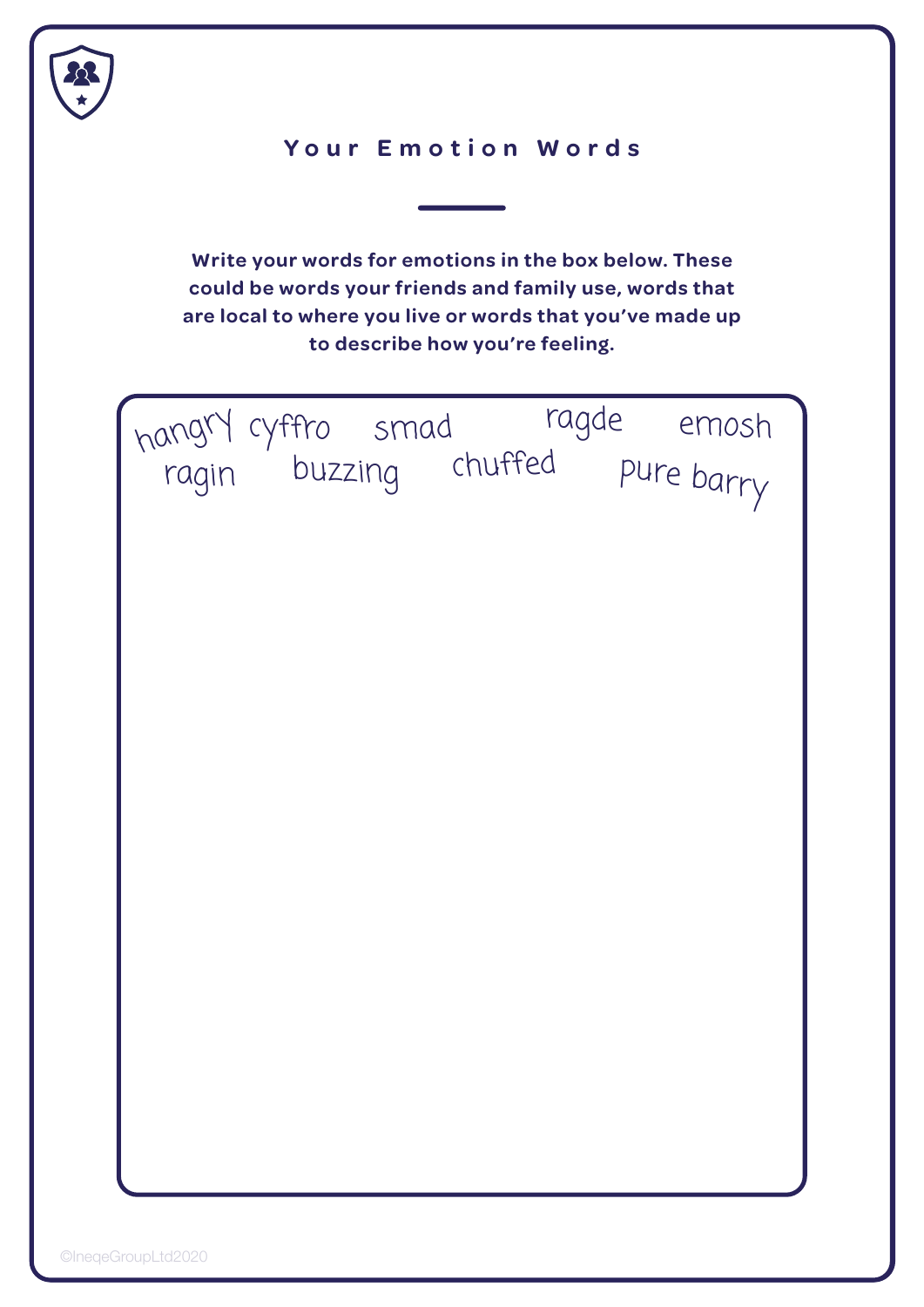# Your Emotion Words

**Write your words for emotions in the box below. These could be words your friends and family use, words that are local to where you live or words that you've made up to describe how you're feeling.**

hangry cyffro smad ragde emosh

ragin buzzing chuffed pure barry

©IneqeGroupLtd2020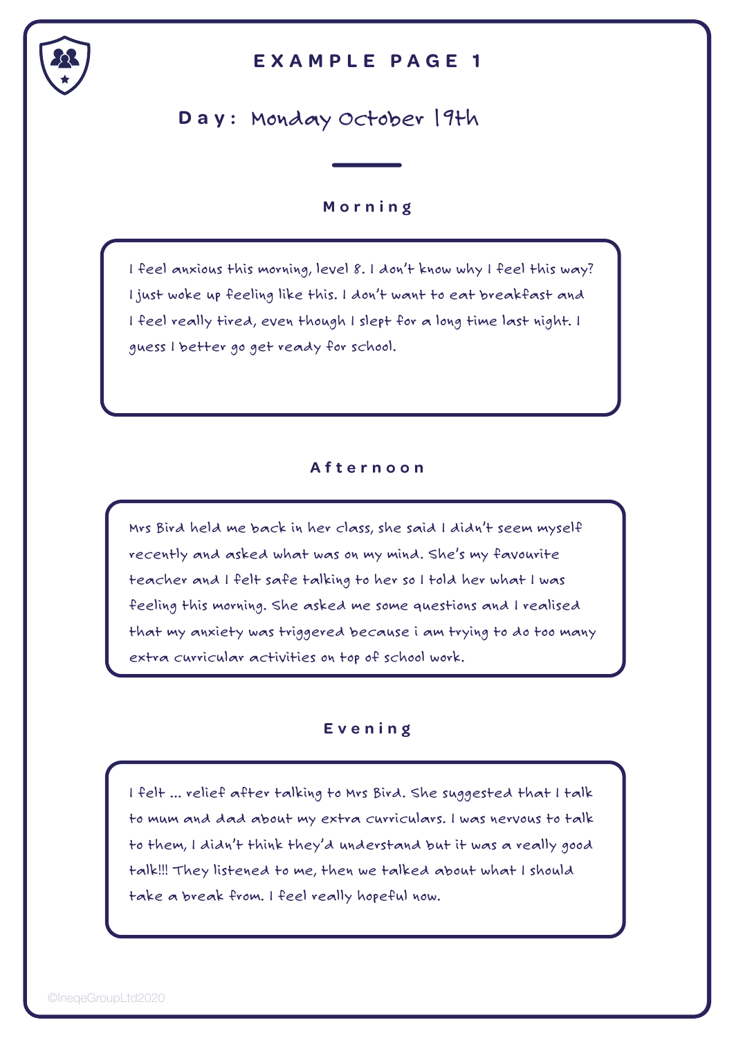# EXAMPLE PAGE 1

**Day:** Monday October 19th

## Morning

I feel anxious this morning, level 8. I don't know why I feel this way? I just woke up feeling like this. I don't want to eat breakfast and I feel really tired, even though I slept for a long time last night. I guess I better go get ready for school.

## Afternoon

Mrs Bird held me back in her class, she said I didn't seem myself recently and asked what was on my mind. She's my favourite teacher and I felt safe talking to her so I told her what I was feeling this morning. She asked me some questions and I realised that my anxiety was triggered because i am trying to do too many extra curricular activities on top of school work.

## Evening

I felt ... relief after talking to Mrs Bird. She suggested that I talk to mum and dad about my extra curriculars. I was nervous to talk to them, I didn't think they'd understand but it was a really good talk!!! They listened to me, then we talked about what I should take a break from. I feel really hopeful now.

©IneqeGroupLtd2020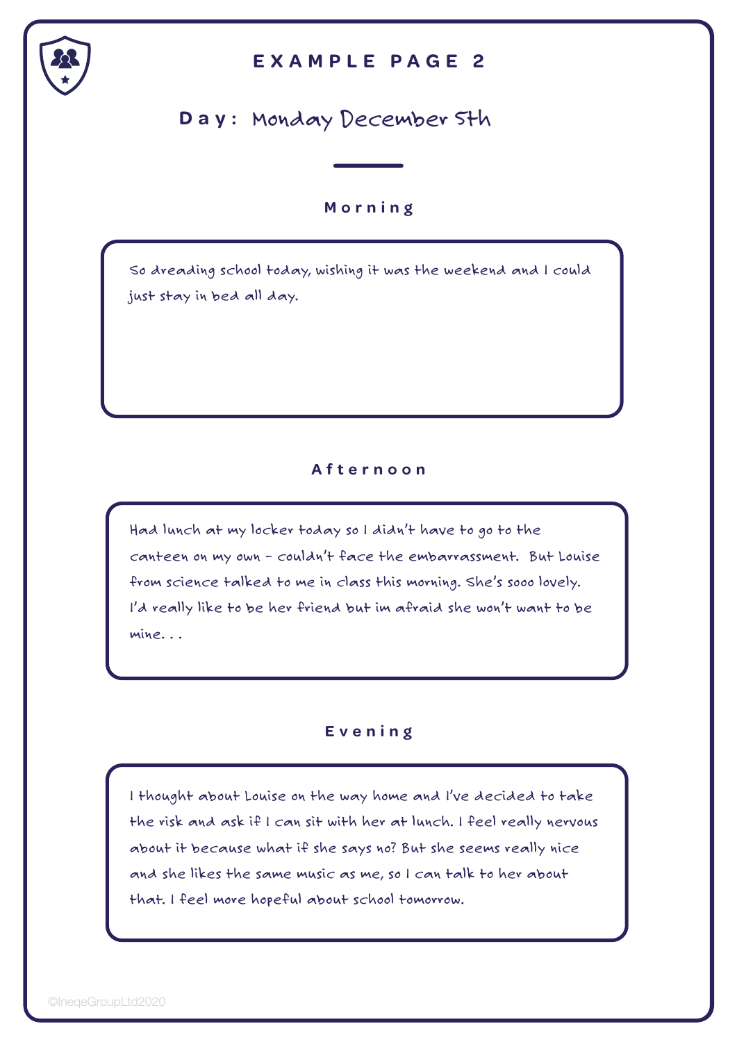# EXAMPLE PAGE 2

**Day:** Monday December 5th

## Morning

So dreading school today, wishing it was the weekend and I could just stay in bed all day.

## Afternoon

Had lunch at my locker today so I didn't have to go to the canteen on my own – couldn't face the embarrassment. But Louise from science talked to me in class this morning. She's sooo lovely. I'd really like to be her friend but im afraid she won't want to be mine. . .

## Evening

I thought about Louise on the way home and I've decided to take the risk and ask if I can sit with her at lunch. I feel really nervous about it because what if she says no? But she seems really nice and she likes the same music as me, so I can talk to her about that. I feel more hopeful about school tomorrow.

©IneqeGroupLtd2020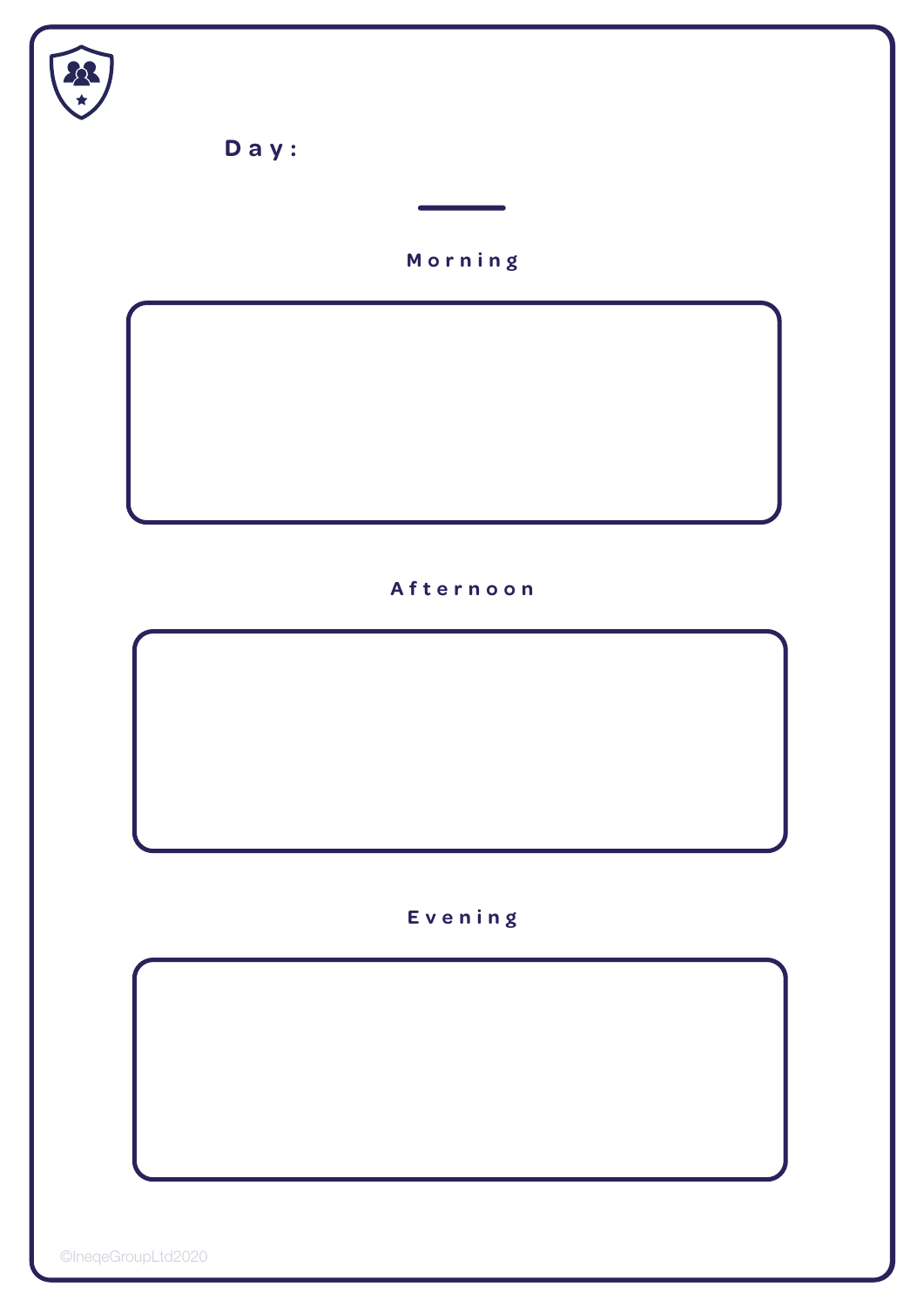**Day:**

## Morning

## Afternoon

## Evening

©IneqeGroupLtd2020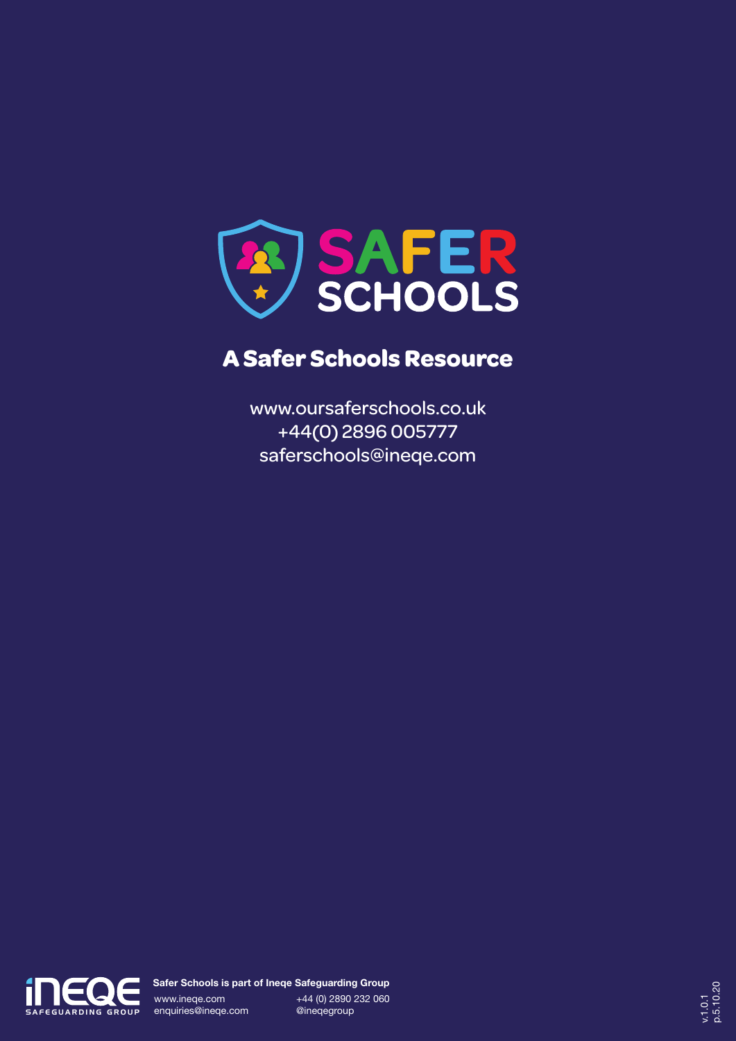SAFER SCHOOLS

## A Safer Schools Resource

www.oursaferschools.co.uk
+44(0) 2896 005777
saferschools@ineqe.com

iNEQE SAFEGUARDING GROUP

**Safer Schools is part of Ineqe Safeguarding Group**

www.ineqe.com
enquiries@ineqe.com

+44 (0) 2890 232 060
@ineqegroup

v.1.0.1
p.5.10.20